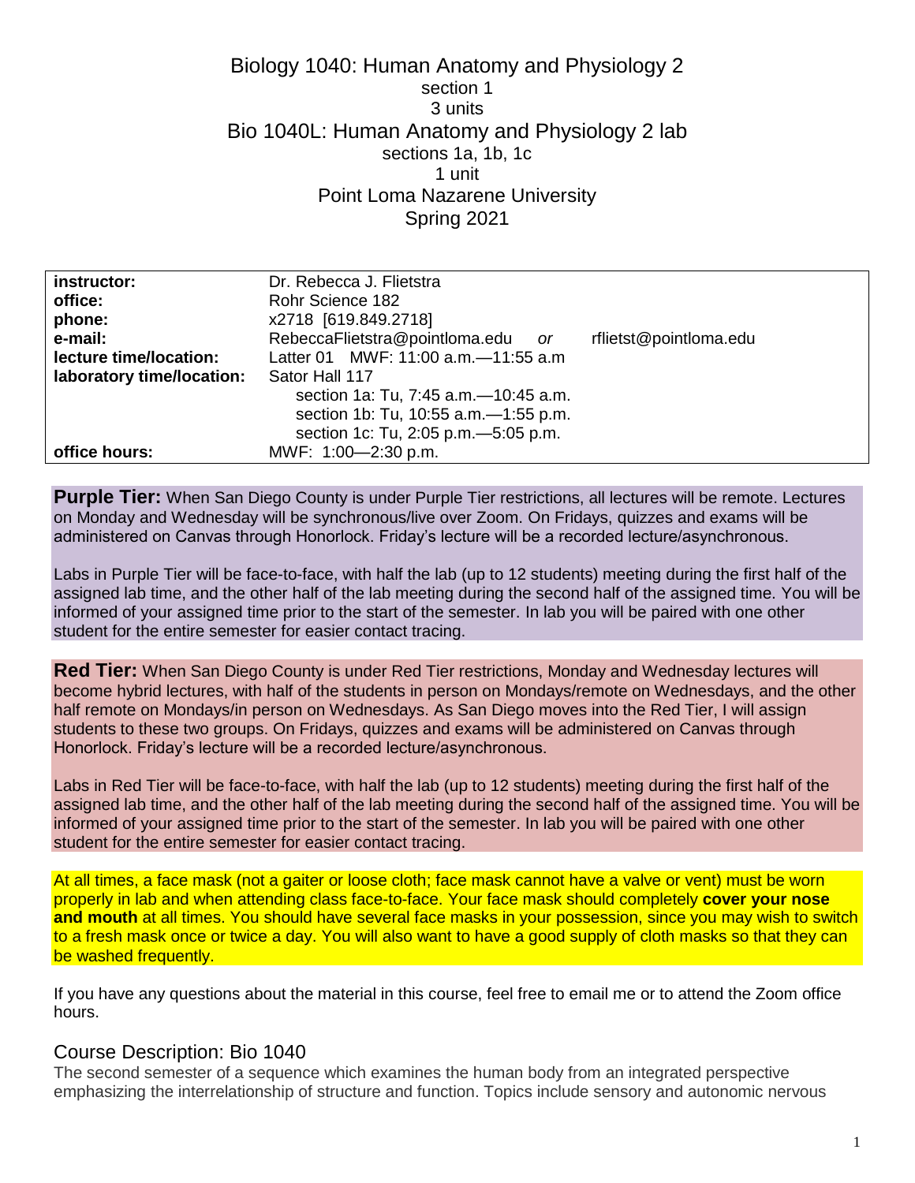# Biology 1040: Human Anatomy and Physiology 2

section 1
3 units

# Bio 1040L: Human Anatomy and Physiology 2 lab

sections 1a, 1b, 1c
1 unit

Point Loma Nazarene University
Spring 2021

| | |
|---|---|
| **instructor:** | Dr. Rebecca J. Flietstra |
| **office:** | Rohr Science 182 |
| **phone:** | x2718 [619.849.2718] |
| **e-mail:** | RebeccaFlietstra@pointloma.edu *or* rflietst@pointloma.edu |
| **lecture time/location:** | Latter 01 MWF: 11:00 a.m.—11:55 a.m |
| **laboratory time/location:** | Sator Hall 117<br>section 1a: Tu, 7:45 a.m.—10:45 a.m.<br>section 1b: Tu, 10:55 a.m.—1:55 p.m.<br>section 1c: Tu, 2:05 p.m.—5:05 p.m. |
| **office hours:** | MWF: 1:00—2:30 p.m. |

**Purple Tier:** When San Diego County is under Purple Tier restrictions, all lectures will be remote. Lectures on Monday and Wednesday will be synchronous/live over Zoom. On Fridays, quizzes and exams will be administered on Canvas through Honorlock. Friday's lecture will be a recorded lecture/asynchronous.

Labs in Purple Tier will be face-to-face, with half the lab (up to 12 students) meeting during the first half of the assigned lab time, and the other half of the lab meeting during the second half of the assigned time. You will be informed of your assigned time prior to the start of the semester. In lab you will be paired with one other student for the entire semester for easier contact tracing.

**Red Tier:** When San Diego County is under Red Tier restrictions, Monday and Wednesday lectures will become hybrid lectures, with half of the students in person on Mondays/remote on Wednesdays, and the other half remote on Mondays/in person on Wednesdays. As San Diego moves into the Red Tier, I will assign students to these two groups. On Fridays, quizzes and exams will be administered on Canvas through Honorlock. Friday's lecture will be a recorded lecture/asynchronous.

Labs in Red Tier will be face-to-face, with half the lab (up to 12 students) meeting during the first half of the assigned lab time, and the other half of the lab meeting during the second half of the assigned time. You will be informed of your assigned time prior to the start of the semester. In lab you will be paired with one other student for the entire semester for easier contact tracing.

At all times, a face mask (not a gaiter or loose cloth; face mask cannot have a valve or vent) must be worn properly in lab and when attending class face-to-face. Your face mask should completely **cover your nose and mouth** at all times. You should have several face masks in your possession, since you may wish to switch to a fresh mask once or twice a day. You will also want to have a good supply of cloth masks so that they can be washed frequently.

If you have any questions about the material in this course, feel free to email me or to attend the Zoom office hours.

## Course Description: Bio 1040

The second semester of a sequence which examines the human body from an integrated perspective emphasizing the interrelationship of structure and function. Topics include sensory and autonomic nervous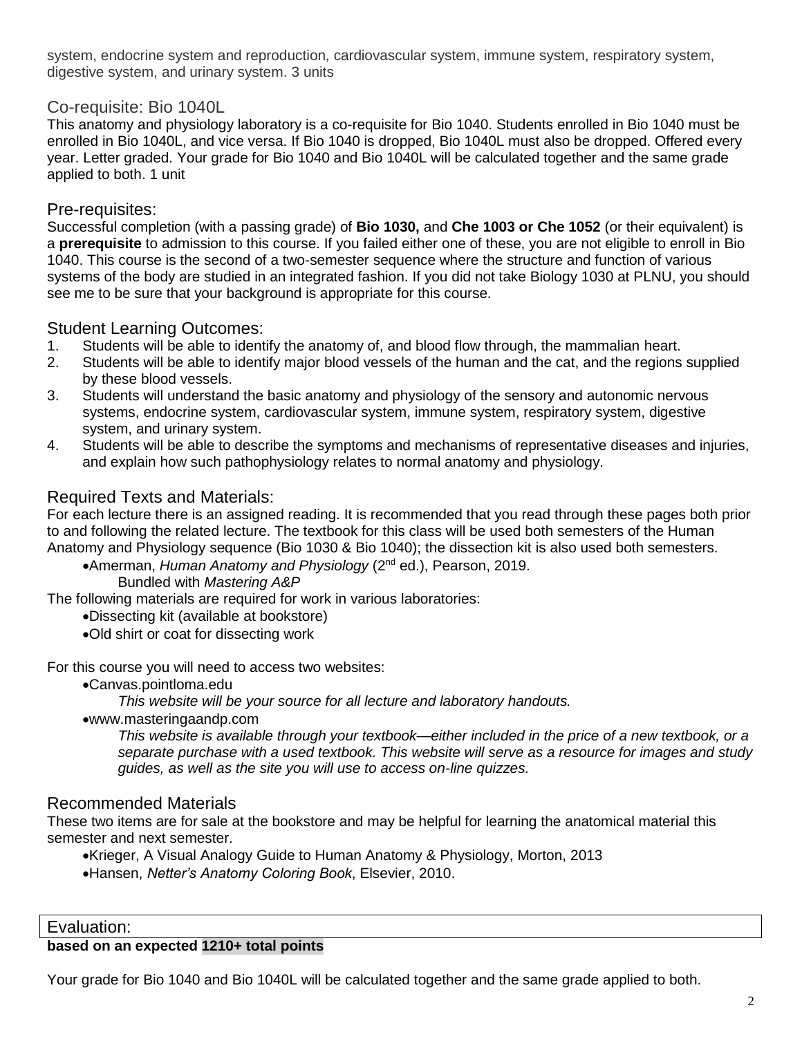system, endocrine system and reproduction, cardiovascular system, immune system, respiratory system, digestive system, and urinary system. 3 units

## Co-requisite: Bio 1040L

This anatomy and physiology laboratory is a co-requisite for Bio 1040. Students enrolled in Bio 1040 must be enrolled in Bio 1040L, and vice versa. If Bio 1040 is dropped, Bio 1040L must also be dropped. Offered every year. Letter graded. Your grade for Bio 1040 and Bio 1040L will be calculated together and the same grade applied to both. 1 unit

## Pre-requisites:

Successful completion (with a passing grade) of **Bio 1030,** and **Che 1003 or Che 1052** (or their equivalent) is a **prerequisite** to admission to this course. If you failed either one of these, you are not eligible to enroll in Bio 1040. This course is the second of a two-semester sequence where the structure and function of various systems of the body are studied in an integrated fashion. If you did not take Biology 1030 at PLNU, you should see me to be sure that your background is appropriate for this course.

## Student Learning Outcomes:

1. Students will be able to identify the anatomy of, and blood flow through, the mammalian heart.
2. Students will be able to identify major blood vessels of the human and the cat, and the regions supplied by these blood vessels.
3. Students will understand the basic anatomy and physiology of the sensory and autonomic nervous systems, endocrine system, cardiovascular system, immune system, respiratory system, digestive system, and urinary system.
4. Students will be able to describe the symptoms and mechanisms of representative diseases and injuries, and explain how such pathophysiology relates to normal anatomy and physiology.

## Required Texts and Materials:

For each lecture there is an assigned reading. It is recommended that you read through these pages both prior to and following the related lecture. The textbook for this class will be used both semesters of the Human Anatomy and Physiology sequence (Bio 1030 & Bio 1040); the dissection kit is also used both semesters.

- Amerman, *Human Anatomy and Physiology* (2nd ed.), Pearson, 2019.
  Bundled with *Mastering A&P*

The following materials are required for work in various laboratories:

- Dissecting kit (available at bookstore)
- Old shirt or coat for dissecting work

For this course you will need to access two websites:

- Canvas.pointloma.edu
  *This website will be your source for all lecture and laboratory handouts.*
- www.masteringaandp.com
  *This website is available through your textbook—either included in the price of a new textbook, or a separate purchase with a used textbook. This website will serve as a resource for images and study guides, as well as the site you will use to access on-line quizzes.*

## Recommended Materials

These two items are for sale at the bookstore and may be helpful for learning the anatomical material this semester and next semester.

- Krieger, A Visual Analogy Guide to Human Anatomy & Physiology, Morton, 2013
- Hansen, *Netter's Anatomy Coloring Book*, Elsevier, 2010.

## Evaluation:

**based on an expected 1210+ total points**

Your grade for Bio 1040 and Bio 1040L will be calculated together and the same grade applied to both.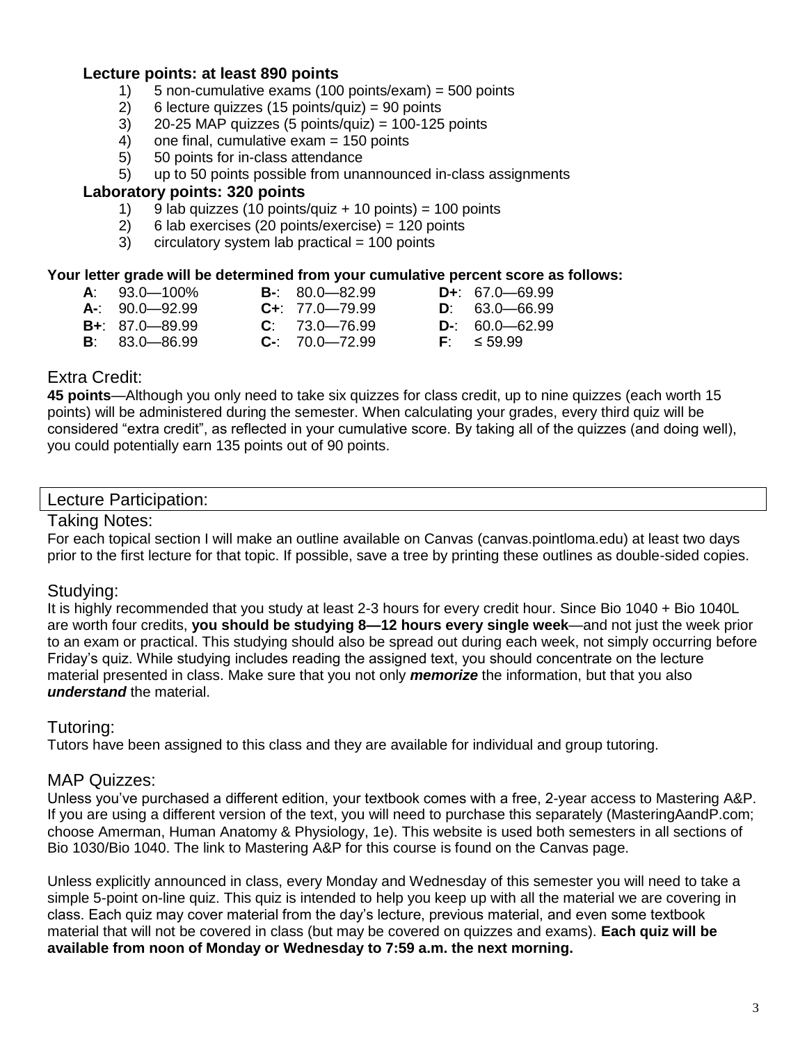**Lecture points: at least 890 points**

1) 5 non-cumulative exams (100 points/exam) = 500 points
2) 6 lecture quizzes (15 points/quiz) = 90 points
3) 20-25 MAP quizzes (5 points/quiz) = 100-125 points
4) one final, cumulative exam = 150 points
5) 50 points for in-class attendance
5) up to 50 points possible from unannounced in-class assignments

**Laboratory points: 320 points**

1) 9 lab quizzes (10 points/quiz + 10 points) = 100 points
2) 6 lab exercises (20 points/exercise) = 120 points
3) circulatory system lab practical = 100 points

**Your letter grade will be determined from your cumulative percent score as follows:**

| | | |
|---|---|---|
| **A**: 93.0—100% | **B-**: 80.0—82.99 | **D+**: 67.0—69.99 |
| **A-**: 90.0—92.99 | **C+**: 77.0—79.99 | **D**: 63.0—66.99 |
| **B+**: 87.0—89.99 | **C**: 73.0—76.99 | **D-**: 60.0—62.99 |
| **B**: 83.0—86.99 | **C-**: 70.0—72.99 | **F**: ≤ 59.99 |

## Extra Credit:

**45 points**—Although you only need to take six quizzes for class credit, up to nine quizzes (each worth 15 points) will be administered during the semester. When calculating your grades, every third quiz will be considered "extra credit", as reflected in your cumulative score. By taking all of the quizzes (and doing well), you could potentially earn 135 points out of 90 points.

## Lecture Participation:

### Taking Notes:

For each topical section I will make an outline available on Canvas (canvas.pointloma.edu) at least two days prior to the first lecture for that topic. If possible, save a tree by printing these outlines as double-sided copies.

### Studying:

It is highly recommended that you study at least 2-3 hours for every credit hour. Since Bio 1040 + Bio 1040L are worth four credits, **you should be studying 8—12 hours every single week**—and not just the week prior to an exam or practical. This studying should also be spread out during each week, not simply occurring before Friday's quiz. While studying includes reading the assigned text, you should concentrate on the lecture material presented in class. Make sure that you not only ***memorize*** the information, but that you also ***understand*** the material.

### Tutoring:

Tutors have been assigned to this class and they are available for individual and group tutoring.

### MAP Quizzes:

Unless you've purchased a different edition, your textbook comes with a free, 2-year access to Mastering A&P. If you are using a different version of the text, you will need to purchase this separately (MasteringAandP.com; choose Amerman, Human Anatomy & Physiology, 1e). This website is used both semesters in all sections of Bio 1030/Bio 1040. The link to Mastering A&P for this course is found on the Canvas page.

Unless explicitly announced in class, every Monday and Wednesday of this semester you will need to take a simple 5-point on-line quiz. This quiz is intended to help you keep up with all the material we are covering in class. Each quiz may cover material from the day's lecture, previous material, and even some textbook material that will not be covered in class (but may be covered on quizzes and exams). **Each quiz will be available from noon of Monday or Wednesday to 7:59 a.m. the next morning.**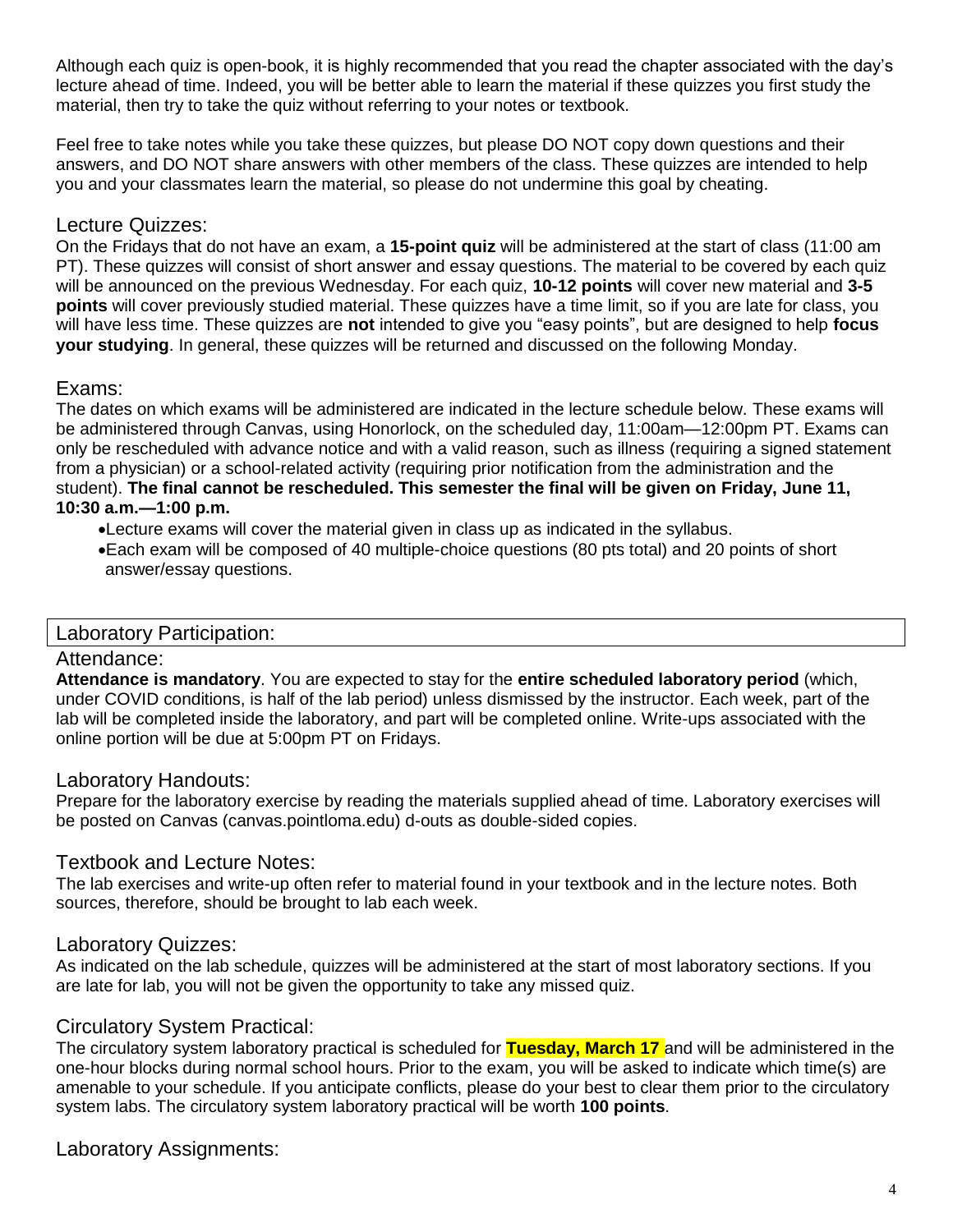Although each quiz is open-book, it is highly recommended that you read the chapter associated with the day's lecture ahead of time. Indeed, you will be better able to learn the material if these quizzes you first study the material, then try to take the quiz without referring to your notes or textbook.

Feel free to take notes while you take these quizzes, but please DO NOT copy down questions and their answers, and DO NOT share answers with other members of the class. These quizzes are intended to help you and your classmates learn the material, so please do not undermine this goal by cheating.

### Lecture Quizzes:

On the Fridays that do not have an exam, a **15-point quiz** will be administered at the start of class (11:00 am PT). These quizzes will consist of short answer and essay questions. The material to be covered by each quiz will be announced on the previous Wednesday. For each quiz, **10-12 points** will cover new material and **3-5 points** will cover previously studied material. These quizzes have a time limit, so if you are late for class, you will have less time. These quizzes are **not** intended to give you "easy points", but are designed to help **focus your studying**. In general, these quizzes will be returned and discussed on the following Monday.

### Exams:

The dates on which exams will be administered are indicated in the lecture schedule below. These exams will be administered through Canvas, using Honorlock, on the scheduled day, 11:00am—12:00pm PT. Exams can only be rescheduled with advance notice and with a valid reason, such as illness (requiring a signed statement from a physician) or a school-related activity (requiring prior notification from the administration and the student). **The final cannot be rescheduled. This semester the final will be given on Friday, June 11, 10:30 a.m.—1:00 p.m.**

- Lecture exams will cover the material given in class up as indicated in the syllabus.
- Each exam will be composed of 40 multiple-choice questions (80 pts total) and 20 points of short answer/essay questions.

## Laboratory Participation:

### Attendance:

**Attendance is mandatory**. You are expected to stay for the **entire scheduled laboratory period** (which, under COVID conditions, is half of the lab period) unless dismissed by the instructor. Each week, part of the lab will be completed inside the laboratory, and part will be completed online. Write-ups associated with the online portion will be due at 5:00pm PT on Fridays.

### Laboratory Handouts:

Prepare for the laboratory exercise by reading the materials supplied ahead of time. Laboratory exercises will be posted on Canvas (canvas.pointloma.edu) d-outs as double-sided copies.

### Textbook and Lecture Notes:

The lab exercises and write-up often refer to material found in your textbook and in the lecture notes. Both sources, therefore, should be brought to lab each week.

### Laboratory Quizzes:

As indicated on the lab schedule, quizzes will be administered at the start of most laboratory sections. If you are late for lab, you will not be given the opportunity to take any missed quiz.

### Circulatory System Practical:

The circulatory system laboratory practical is scheduled for **Tuesday, March 17** and will be administered in the one-hour blocks during normal school hours. Prior to the exam, you will be asked to indicate which time(s) are amenable to your schedule. If you anticipate conflicts, please do your best to clear them prior to the circulatory system labs. The circulatory system laboratory practical will be worth **100 points**.

### Laboratory Assignments: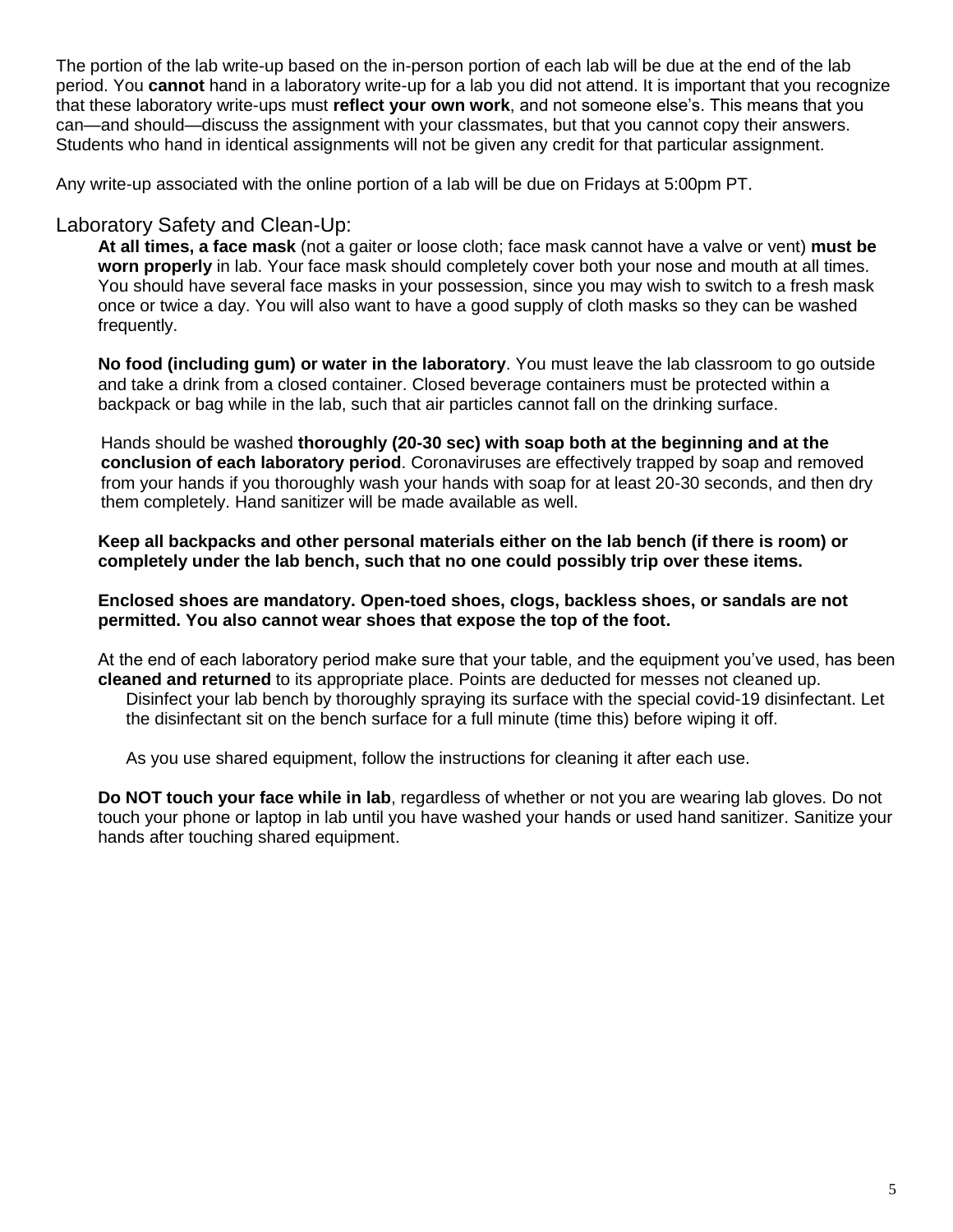The portion of the lab write-up based on the in-person portion of each lab will be due at the end of the lab period. You **cannot** hand in a laboratory write-up for a lab you did not attend. It is important that you recognize that these laboratory write-ups must **reflect your own work**, and not someone else's. This means that you can—and should—discuss the assignment with your classmates, but that you cannot copy their answers. Students who hand in identical assignments will not be given any credit for that particular assignment.

Any write-up associated with the online portion of a lab will be due on Fridays at 5:00pm PT.

## Laboratory Safety and Clean-Up:

**At all times, a face mask** (not a gaiter or loose cloth; face mask cannot have a valve or vent) **must be worn properly** in lab. Your face mask should completely cover both your nose and mouth at all times. You should have several face masks in your possession, since you may wish to switch to a fresh mask once or twice a day. You will also want to have a good supply of cloth masks so they can be washed frequently.

**No food (including gum) or water in the laboratory**. You must leave the lab classroom to go outside and take a drink from a closed container. Closed beverage containers must be protected within a backpack or bag while in the lab, such that air particles cannot fall on the drinking surface.

Hands should be washed **thoroughly (20-30 sec) with soap both at the beginning and at the conclusion of each laboratory period**. Coronaviruses are effectively trapped by soap and removed from your hands if you thoroughly wash your hands with soap for at least 20-30 seconds, and then dry them completely. Hand sanitizer will be made available as well.

**Keep all backpacks and other personal materials either on the lab bench (if there is room) or completely under the lab bench, such that no one could possibly trip over these items.**

**Enclosed shoes are mandatory. Open-toed shoes, clogs, backless shoes, or sandals are not permitted. You also cannot wear shoes that expose the top of the foot.**

At the end of each laboratory period make sure that your table, and the equipment you've used, has been **cleaned and returned** to its appropriate place. Points are deducted for messes not cleaned up.

Disinfect your lab bench by thoroughly spraying its surface with the special covid-19 disinfectant. Let the disinfectant sit on the bench surface for a full minute (time this) before wiping it off.

As you use shared equipment, follow the instructions for cleaning it after each use.

**Do NOT touch your face while in lab**, regardless of whether or not you are wearing lab gloves. Do not touch your phone or laptop in lab until you have washed your hands or used hand sanitizer. Sanitize your hands after touching shared equipment.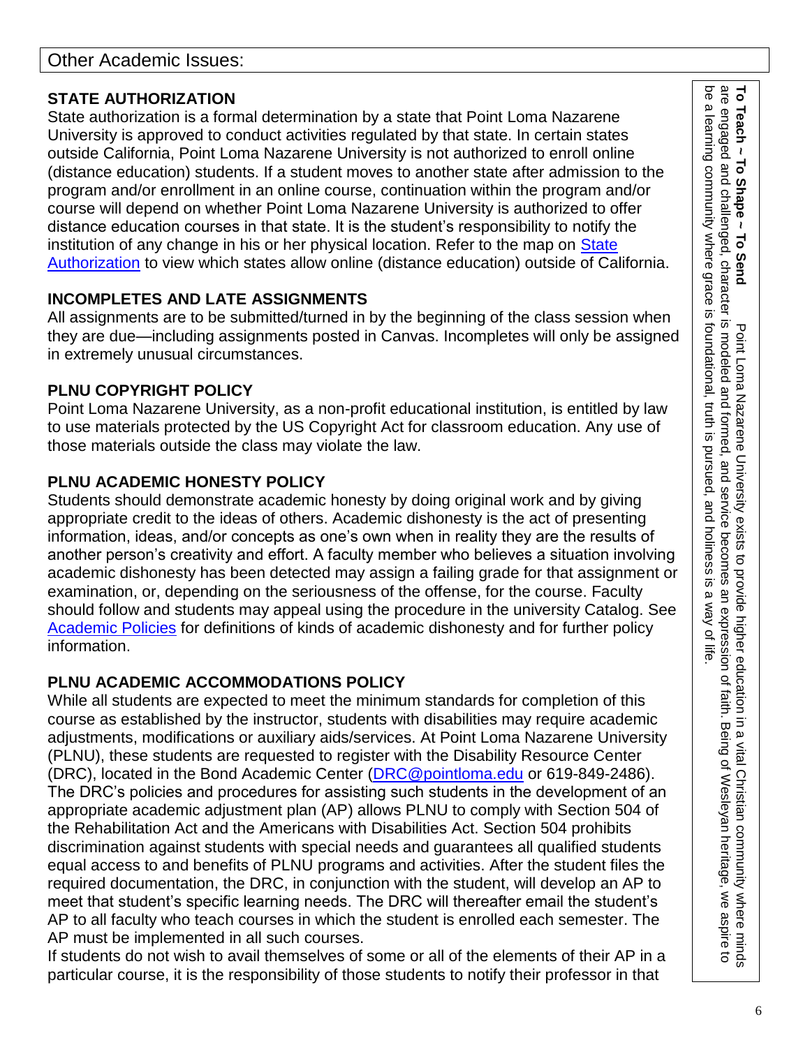## Other Academic Issues:

### STATE AUTHORIZATION

State authorization is a formal determination by a state that Point Loma Nazarene University is approved to conduct activities regulated by that state. In certain states outside California, Point Loma Nazarene University is not authorized to enroll online (distance education) students. If a student moves to another state after admission to the program and/or enrollment in an online course, continuation within the program and/or course will depend on whether Point Loma Nazarene University is authorized to offer distance education courses in that state. It is the student's responsibility to notify the institution of any change in his or her physical location. Refer to the map on State Authorization to view which states allow online (distance education) outside of California.

### INCOMPLETES AND LATE ASSIGNMENTS

All assignments are to be submitted/turned in by the beginning of the class session when they are due—including assignments posted in Canvas. Incompletes will only be assigned in extremely unusual circumstances.

### PLNU COPYRIGHT POLICY

Point Loma Nazarene University, as a non-profit educational institution, is entitled by law to use materials protected by the US Copyright Act for classroom education. Any use of those materials outside the class may violate the law.

### PLNU ACADEMIC HONESTY POLICY

Students should demonstrate academic honesty by doing original work and by giving appropriate credit to the ideas of others. Academic dishonesty is the act of presenting information, ideas, and/or concepts as one's own when in reality they are the results of another person's creativity and effort. A faculty member who believes a situation involving academic dishonesty has been detected may assign a failing grade for that assignment or examination, or, depending on the seriousness of the offense, for the course. Faculty should follow and students may appeal using the procedure in the university Catalog. See Academic Policies for definitions of kinds of academic dishonesty and for further policy information.

### PLNU ACADEMIC ACCOMMODATIONS POLICY

While all students are expected to meet the minimum standards for completion of this course as established by the instructor, students with disabilities may require academic adjustments, modifications or auxiliary aids/services. At Point Loma Nazarene University (PLNU), these students are requested to register with the Disability Resource Center (DRC), located in the Bond Academic Center (DRC@pointloma.edu or 619-849-2486). The DRC's policies and procedures for assisting such students in the development of an appropriate academic adjustment plan (AP) allows PLNU to comply with Section 504 of the Rehabilitation Act and the Americans with Disabilities Act. Section 504 prohibits discrimination against students with special needs and guarantees all qualified students equal access to and benefits of PLNU programs and activities. After the student files the required documentation, the DRC, in conjunction with the student, will develop an AP to meet that student's specific learning needs. The DRC will thereafter email the student's AP to all faculty who teach courses in which the student is enrolled each semester. The AP must be implemented in all such courses.

If students do not wish to avail themselves of some or all of the elements of their AP in a particular course, it is the responsibility of those students to notify their professor in that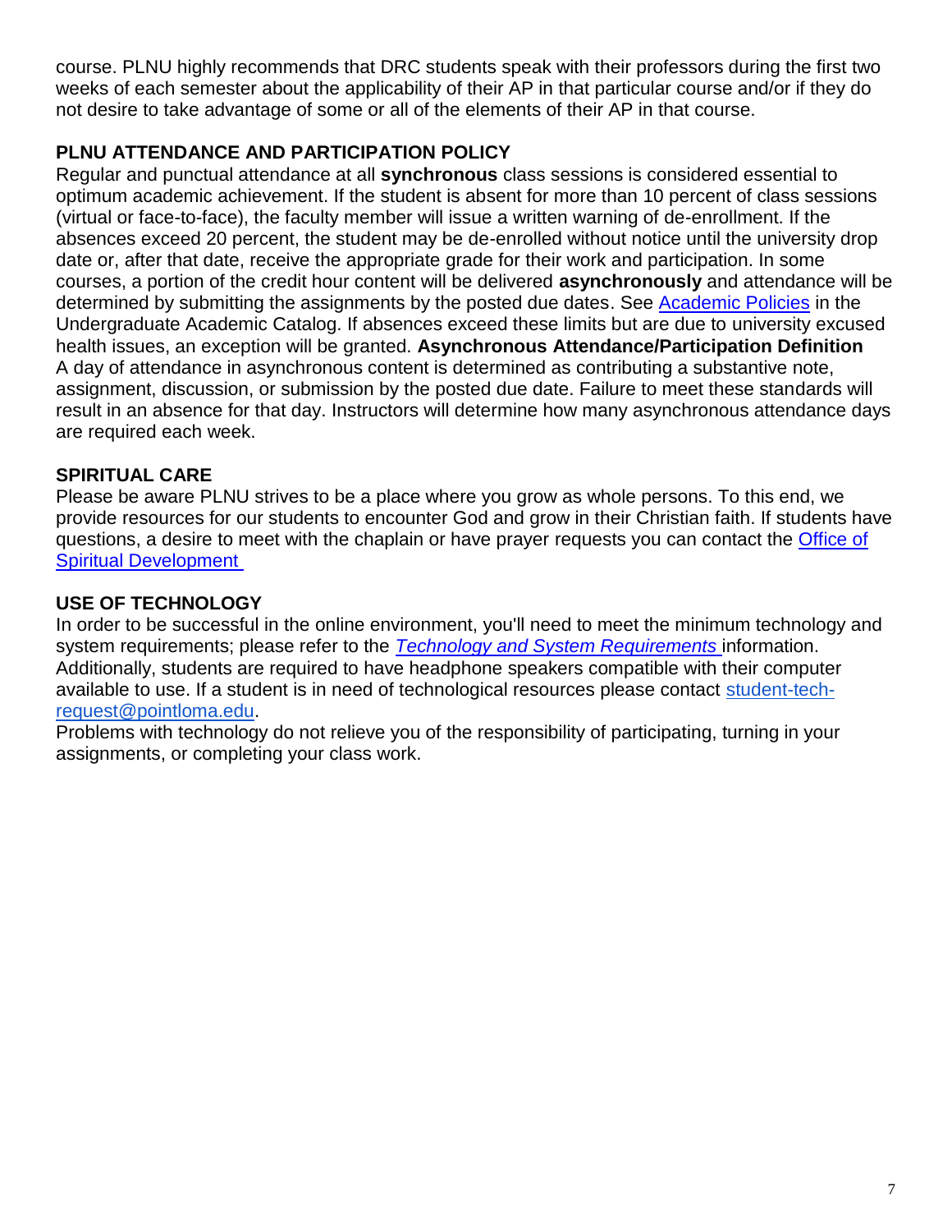course. PLNU highly recommends that DRC students speak with their professors during the first two weeks of each semester about the applicability of their AP in that particular course and/or if they do not desire to take advantage of some or all of the elements of their AP in that course.

## PLNU ATTENDANCE AND PARTICIPATION POLICY

Regular and punctual attendance at all **synchronous** class sessions is considered essential to optimum academic achievement. If the student is absent for more than 10 percent of class sessions (virtual or face-to-face), the faculty member will issue a written warning of de-enrollment. If the absences exceed 20 percent, the student may be de-enrolled without notice until the university drop date or, after that date, receive the appropriate grade for their work and participation. In some courses, a portion of the credit hour content will be delivered **asynchronously** and attendance will be determined by submitting the assignments by the posted due dates. See Academic Policies in the Undergraduate Academic Catalog. If absences exceed these limits but are due to university excused health issues, an exception will be granted. **Asynchronous Attendance/Participation Definition** A day of attendance in asynchronous content is determined as contributing a substantive note, assignment, discussion, or submission by the posted due date. Failure to meet these standards will result in an absence for that day. Instructors will determine how many asynchronous attendance days are required each week.

## SPIRITUAL CARE

Please be aware PLNU strives to be a place where you grow as whole persons. To this end, we provide resources for our students to encounter God and grow in their Christian faith. If students have questions, a desire to meet with the chaplain or have prayer requests you can contact the Office of Spiritual Development

## USE OF TECHNOLOGY

In order to be successful in the online environment, you'll need to meet the minimum technology and system requirements; please refer to the *Technology and System Requirements* information. Additionally, students are required to have headphone speakers compatible with their computer available to use. If a student is in need of technological resources please contact student-tech-request@pointloma.edu.

Problems with technology do not relieve you of the responsibility of participating, turning in your assignments, or completing your class work.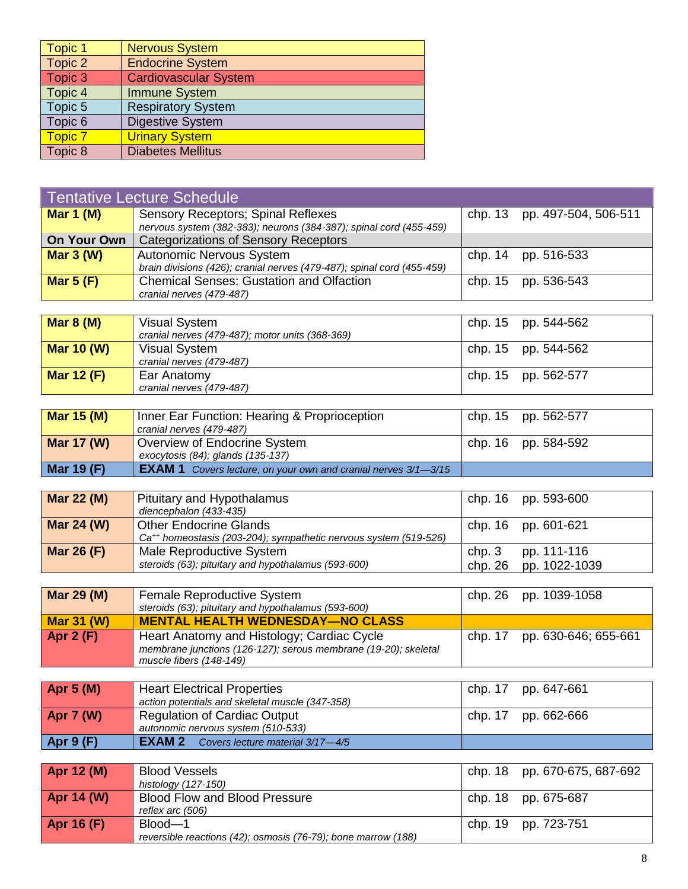| Topic | System |
|---|---|
| Topic 1 | Nervous System |
| Topic 2 | Endocrine System |
| Topic 3 | Cardiovascular System |
| Topic 4 | Immune System |
| Topic 5 | Respiratory System |
| Topic 6 | Digestive System |
| Topic 7 | Urinary System |
| Topic 8 | Diabetes Mellitus |

## Tentative Lecture Schedule

| Date | Topic | Chapter | Pages |
|---|---|---|---|
| **Mar 1 (M)** | Sensory Receptors; Spinal Reflexes<br>*nervous system (382-383); neurons (384-387); spinal cord (455-459)* | chp. 13 | pp. 497-504, 506-511 |
| **On Your Own** | Categorizations of Sensory Receptors | | |
| **Mar 3 (W)** | Autonomic Nervous System<br>*brain divisions (426); cranial nerves (479-487); spinal cord (455-459)* | chp. 14 | pp. 516-533 |
| **Mar 5 (F)** | Chemical Senses: Gustation and Olfaction<br>*cranial nerves (479-487)* | chp. 15 | pp. 536-543 |
| **Mar 8 (M)** | Visual System<br>*cranial nerves (479-487); motor units (368-369)* | chp. 15 | pp. 544-562 |
| **Mar 10 (W)** | Visual System<br>*cranial nerves (479-487)* | chp. 15 | pp. 544-562 |
| **Mar 12 (F)** | Ear Anatomy<br>*cranial nerves (479-487)* | chp. 15 | pp. 562-577 |
| **Mar 15 (M)** | Inner Ear Function: Hearing & Proprioception<br>*cranial nerves (479-487)* | chp. 15 | pp. 562-577 |
| **Mar 17 (W)** | Overview of Endocrine System<br>*exocytosis (84); glands (135-137)* | chp. 16 | pp. 584-592 |
| **Mar 19 (F)** | **EXAM 1** *Covers lecture, on your own and cranial nerves 3/1—3/15* | | |
| **Mar 22 (M)** | Pituitary and Hypothalamus<br>*diencephalon (433-435)* | chp. 16 | pp. 593-600 |
| **Mar 24 (W)** | Other Endocrine Glands<br>*$Ca^{++}$ homeostasis (203-204); sympathetic nervous system (519-526)* | chp. 16 | pp. 601-621 |
| **Mar 26 (F)** | Male Reproductive System<br>*steroids (63); pituitary and hypothalamus (593-600)* | chp. 3<br>chp. 26 | pp. 111-116<br>pp. 1022-1039 |
| **Mar 29 (M)** | Female Reproductive System<br>*steroids (63); pituitary and hypothalamus (593-600)* | chp. 26 | pp. 1039-1058 |
| **Mar 31 (W)** | **MENTAL HEALTH WEDNESDAY—NO CLASS** | | |
| **Apr 2 (F)** | Heart Anatomy and Histology; Cardiac Cycle<br>*membrane junctions (126-127); serous membrane (19-20); skeletal muscle fibers (148-149)* | chp. 17 | pp. 630-646; 655-661 |
| **Apr 5 (M)** | Heart Electrical Properties<br>*action potentials and skeletal muscle (347-358)* | chp. 17 | pp. 647-661 |
| **Apr 7 (W)** | Regulation of Cardiac Output<br>*autonomic nervous system (510-533)* | chp. 17 | pp. 662-666 |
| **Apr 9 (F)** | **EXAM 2** *Covers lecture material 3/17—4/5* | | |
| **Apr 12 (M)** | Blood Vessels<br>*histology (127-150)* | chp. 18 | pp. 670-675, 687-692 |
| **Apr 14 (W)** | Blood Flow and Blood Pressure<br>*reflex arc (506)* | chp. 18 | pp. 675-687 |
| **Apr 16 (F)** | Blood—1<br>*reversible reactions (42); osmosis (76-79); bone marrow (188)* | chp. 19 | pp. 723-751 |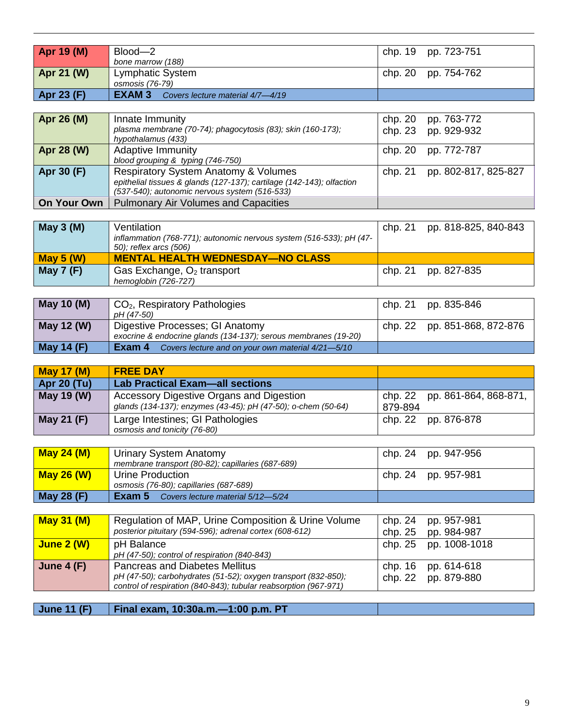| Date | Topic | Chapter | Pages |
| --- | --- | --- | --- |
| **Apr 19 (M)** | Blood—2<br>*bone marrow (188)* | chp. 19 | pp. 723-751 |
| **Apr 21 (W)** | Lymphatic System<br>*osmosis (76-79)* | chp. 20 | pp. 754-762 |
| **Apr 23 (F)** | **EXAM 3** *Covers lecture material 4/7—4/19* | | |
| **Apr 26 (M)** | Innate Immunity<br>*plasma membrane (70-74); phagocytosis (83); skin (160-173); hypothalamus (433)* | chp. 20<br>chp. 23 | pp. 763-772<br>pp. 929-932 |
| **Apr 28 (W)** | Adaptive Immunity<br>*blood grouping & typing (746-750)* | chp. 20 | pp. 772-787 |
| **Apr 30 (F)** | Respiratory System Anatomy & Volumes<br>*epithelial tissues & glands (127-137); cartilage (142-143); olfaction (537-540); autonomic nervous system (516-533)* | chp. 21 | pp. 802-817, 825-827 |
| **On Your Own** | Pulmonary Air Volumes and Capacities | | |
| **May 3 (M)** | Ventilation<br>*inflammation (768-771); autonomic nervous system (516-533); pH (47-50); reflex arcs (506)* | chp. 21 | pp. 818-825, 840-843 |
| **May 5 (W)** | **MENTAL HEALTH WEDNESDAY—NO CLASS** | | |
| **May 7 (F)** | Gas Exchange, $O_2$ transport<br>*hemoglobin (726-727)* | chp. 21 | pp. 827-835 |
| **May 10 (M)** | $CO_2$, Respiratory Pathologies<br>*pH (47-50)* | chp. 21 | pp. 835-846 |
| **May 12 (W)** | Digestive Processes; GI Anatomy<br>*exocrine & endocrine glands (134-137); serous membranes (19-20)* | chp. 22 | pp. 851-868, 872-876 |
| **May 14 (F)** | **Exam 4** *Covers lecture and on your own material 4/21—5/10* | | |
| **May 17 (M)** | **FREE DAY** | | |
| **Apr 20 (Tu)** | **Lab Practical Exam—all sections** | | |
| **May 19 (W)** | Accessory Digestive Organs and Digestion<br>*glands (134-137); enzymes (43-45); pH (47-50); o-chem (50-64)* | chp. 22 | pp. 861-864, 868-871, 879-894 |
| **May 21 (F)** | Large Intestines; GI Pathologies<br>*osmosis and tonicity (76-80)* | chp. 22 | pp. 876-878 |
| **May 24 (M)** | Urinary System Anatomy<br>*membrane transport (80-82); capillaries (687-689)* | chp. 24 | pp. 947-956 |
| **May 26 (W)** | Urine Production<br>*osmosis (76-80); capillaries (687-689)* | chp. 24 | pp. 957-981 |
| **May 28 (F)** | **Exam 5** *Covers lecture material 5/12—5/24* | | |
| **May 31 (M)** | Regulation of MAP, Urine Composition & Urine Volume<br>*posterior pituitary (594-596); adrenal cortex (608-612)* | chp. 24<br>chp. 25 | pp. 957-981<br>pp. 984-987 |
| **June 2 (W)** | pH Balance<br>*pH (47-50); control of respiration (840-843)* | chp. 25 | pp. 1008-1018 |
| **June 4 (F)** | Pancreas and Diabetes Mellitus<br>*pH (47-50); carbohydrates (51-52); oxygen transport (832-850); control of respiration (840-843); tubular reabsorption (967-971)* | chp. 16<br>chp. 22 | pp. 614-618<br>pp. 879-880 |
| **June 11 (F)** | **Final exam, 10:30a.m.—1:00 p.m. PT** | | |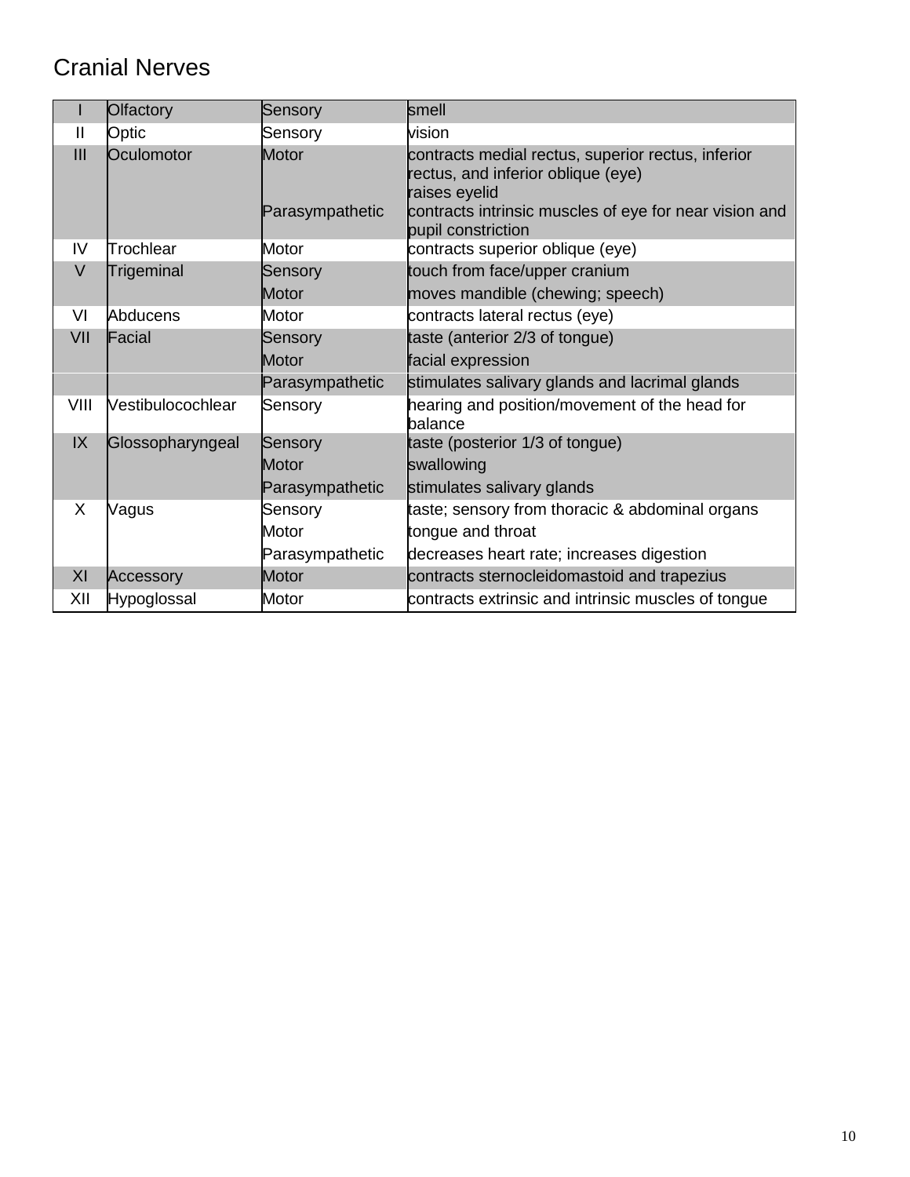# Cranial Nerves

| | | | |
|---|---|---|---|
| I | Olfactory | Sensory | smell |
| II | Optic | Sensory | vision |
| III | Oculomotor | Motor | contracts medial rectus, superior rectus, inferior rectus, and inferior oblique (eye) raises eyelid |
| | | Parasympathetic | contracts intrinsic muscles of eye for near vision and pupil constriction |
| IV | Trochlear | Motor | contracts superior oblique (eye) |
| V | Trigeminal | Sensory | touch from face/upper cranium |
| | | Motor | moves mandible (chewing; speech) |
| VI | Abducens | Motor | contracts lateral rectus (eye) |
| VII | Facial | Sensory | taste (anterior 2/3 of tongue) |
| | | Motor | facial expression |
| | | Parasympathetic | stimulates salivary glands and lacrimal glands |
| VIII | Vestibulocochlear | Sensory | hearing and position/movement of the head for balance |
| IX | Glossopharyngeal | Sensory | taste (posterior 1/3 of tongue) |
| | | Motor | swallowing |
| | | Parasympathetic | stimulates salivary glands |
| X | Vagus | Sensory | taste; sensory from thoracic & abdominal organs |
| | | Motor | tongue and throat |
| | | Parasympathetic | decreases heart rate; increases digestion |
| XI | Accessory | Motor | contracts sternocleidomastoid and trapezius |
| XII | Hypoglossal | Motor | contracts extrinsic and intrinsic muscles of tongue |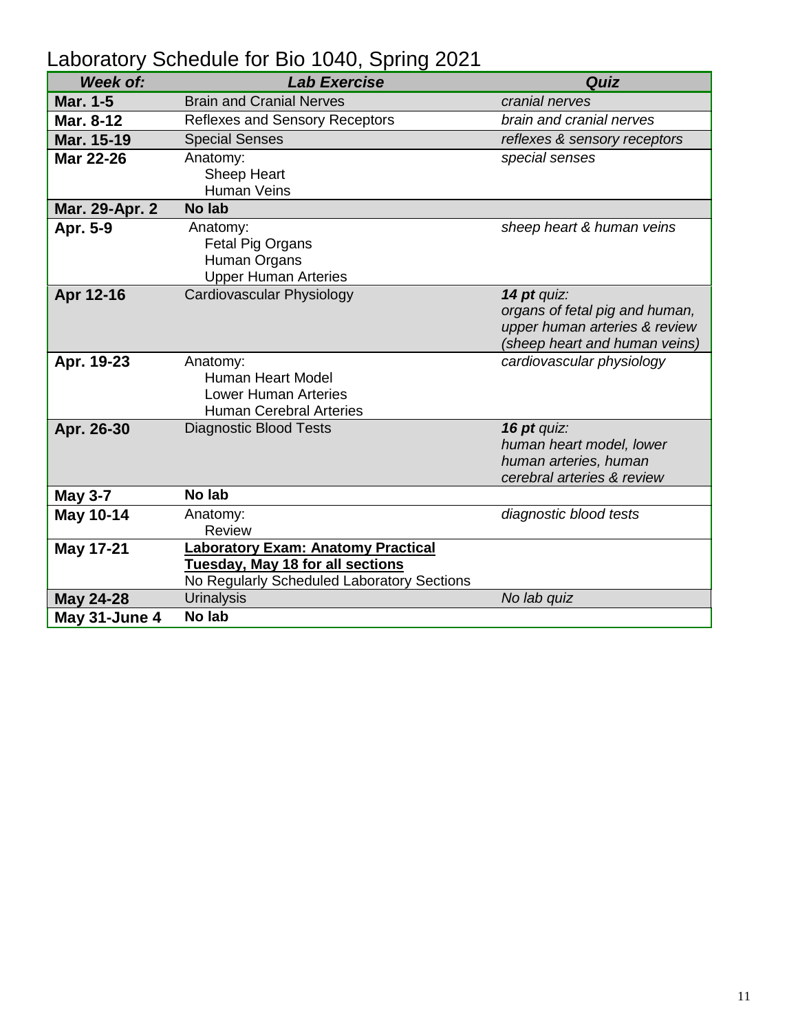# Laboratory Schedule for Bio 1040, Spring 2021

| *Week of:* | *Lab Exercise* | *Quiz* |
|---|---|---|
| **Mar. 1-5** | Brain and Cranial Nerves | *cranial nerves* |
| **Mar. 8-12** | Reflexes and Sensory Receptors | *brain and cranial nerves* |
| **Mar. 15-19** | Special Senses | *reflexes & sensory receptors* |
| **Mar 22-26** | Anatomy:<br>Sheep Heart<br>Human Veins | *special senses* |
| **Mar. 29-Apr. 2** | **No lab** | |
| **Apr. 5-9** | Anatomy:<br>Fetal Pig Organs<br>Human Organs<br>Upper Human Arteries | *sheep heart & human veins* |
| **Apr 12-16** | Cardiovascular Physiology | ***14 pt** quiz:*<br>*organs of fetal pig and human, upper human arteries & review (sheep heart and human veins)* |
| **Apr. 19-23** | Anatomy:<br>Human Heart Model<br>Lower Human Arteries<br>Human Cerebral Arteries | *cardiovascular physiology* |
| **Apr. 26-30** | Diagnostic Blood Tests | ***16 pt** quiz:*<br>*human heart model, lower human arteries, human cerebral arteries & review* |
| **May 3-7** | **No lab** | |
| **May 10-14** | Anatomy:<br>Review | *diagnostic blood tests* |
| **May 17-21** | **Laboratory Exam: Anatomy Practical**<br>**Tuesday, May 18 for all sections**<br>No Regularly Scheduled Laboratory Sections | |
| **May 24-28** | Urinalysis | *No lab quiz* |
| **May 31-June 4** | **No lab** | |